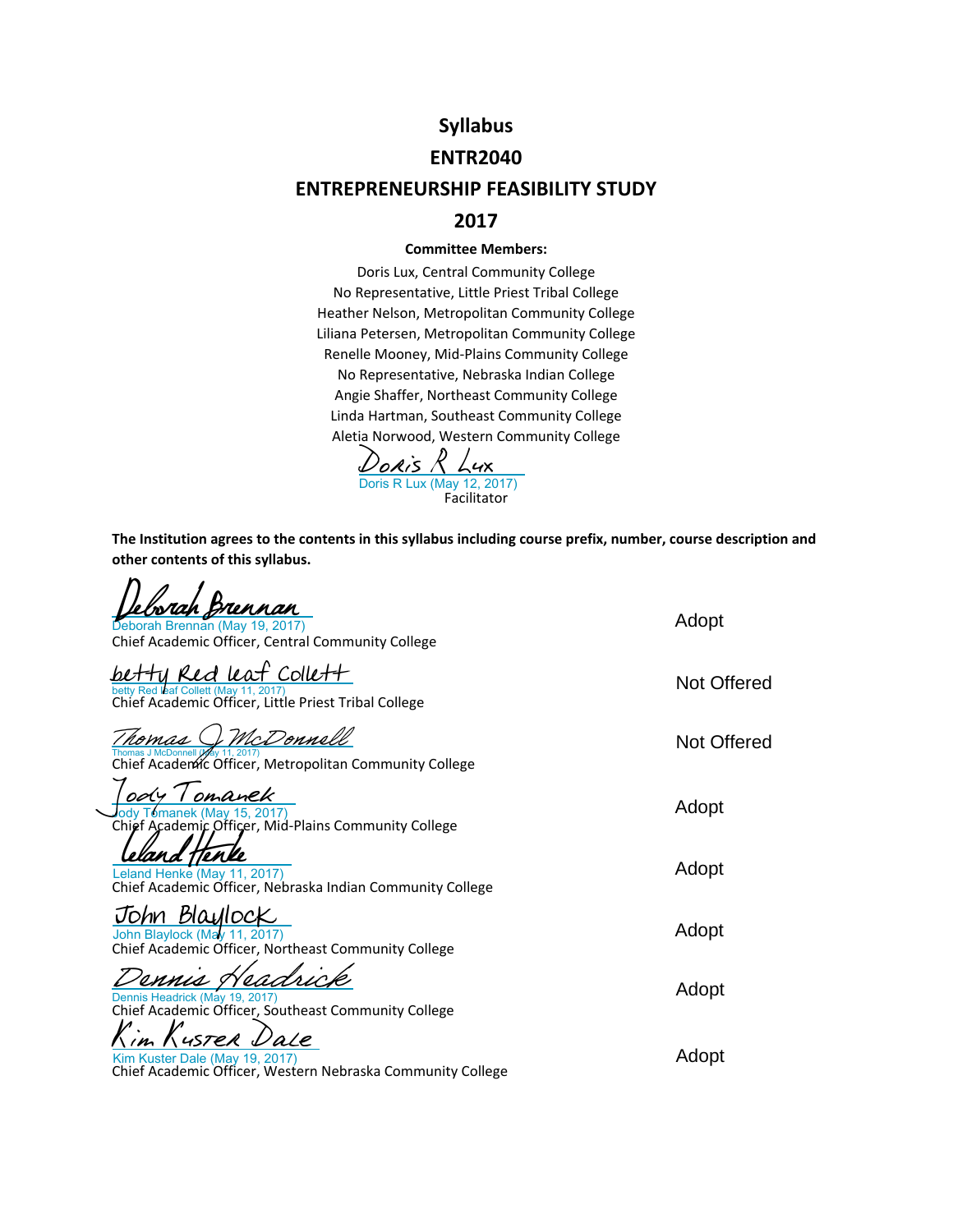# Syllabus

# ENTR2040

# ENTREPRENEURSHIP FEASIBILITY STUDY

# 2017

**Committee Members:**

Doris Lux, Central Community College
No Representative, Little Priest Tribal College
Heather Nelson, Metropolitan Community College
Liliana Petersen, Metropolitan Community College
Renelle Mooney, Mid-Plains Community College
No Representative, Nebraska Indian College
Angie Shaffer, Northeast Community College
Linda Hartman, Southeast Community College
Aletia Norwood, Western Community College

Doris R Lux
Doris R Lux (May 12, 2017)
Facilitator

**The Institution agrees to the contents in this syllabus including course prefix, number, course description and other contents of this syllabus.**

| Signature | Decision |
| --- | --- |
| Deborah Brennan (May 19, 2017)<br>Chief Academic Officer, Central Community College | Adopt |
| betty Red leaf Collett (May 11, 2017)<br>Chief Academic Officer, Little Priest Tribal College | Not Offered |
| Thomas J McDonnell (May 11, 2017)<br>Chief Academic Officer, Metropolitan Community College | Not Offered |
| Jody Tomanek (May 15, 2017)<br>Chief Academic Officer, Mid-Plains Community College | Adopt |
| Leland Henke (May 11, 2017)<br>Chief Academic Officer, Nebraska Indian Community College | Adopt |
| John Blaylock (May 11, 2017)<br>Chief Academic Officer, Northeast Community College | Adopt |
| Dennis Headrick (May 19, 2017)<br>Chief Academic Officer, Southeast Community College | Adopt |
| Kim Kuster Dale (May 19, 2017)<br>Chief Academic Officer, Western Nebraska Community College | Adopt |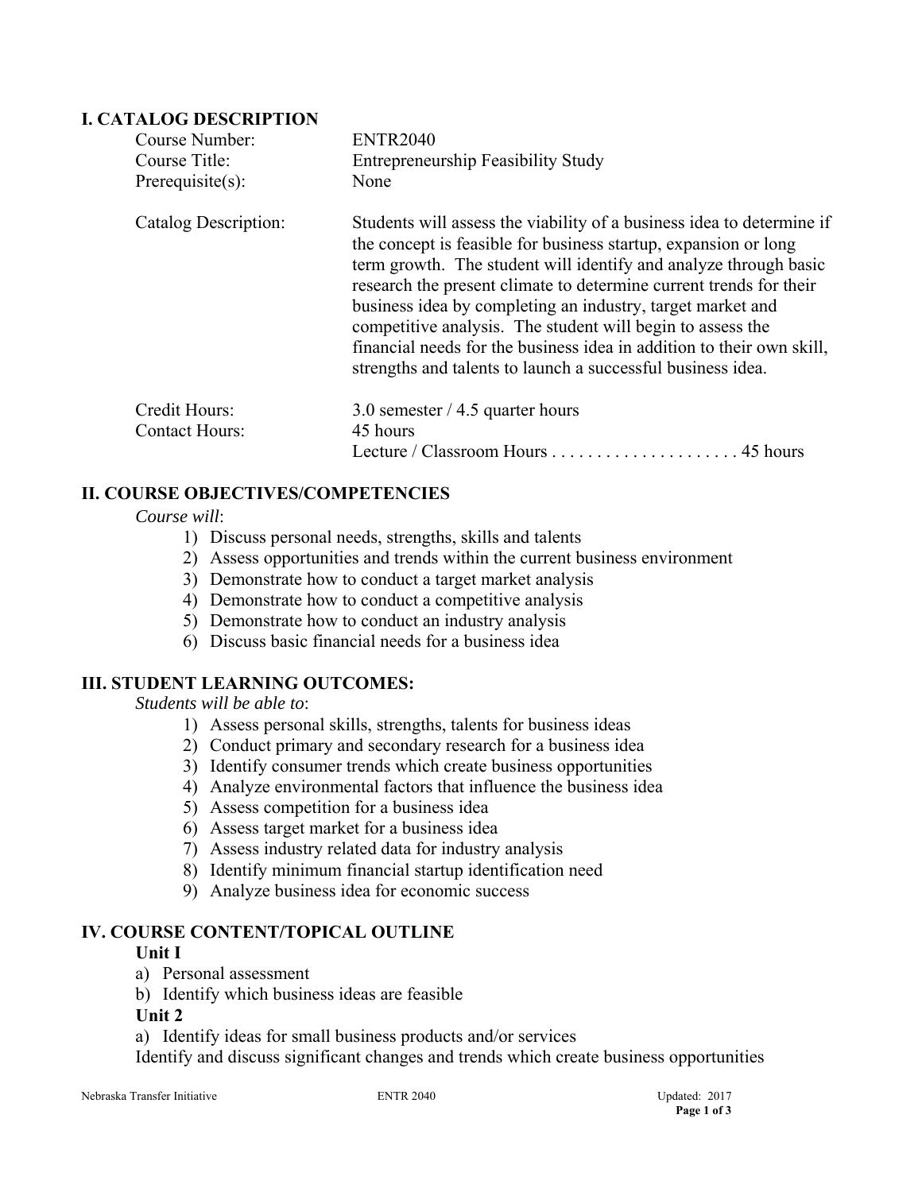## I. CATALOG DESCRIPTION

Course Number: ENTR2040

Course Title: Entrepreneurship Feasibility Study

Prerequisite(s): None

Catalog Description: Students will assess the viability of a business idea to determine if the concept is feasible for business startup, expansion or long term growth. The student will identify and analyze through basic research the present climate to determine current trends for their business idea by completing an industry, target market and competitive analysis. The student will begin to assess the financial needs for the business idea in addition to their own skill, strengths and talents to launch a successful business idea.

Credit Hours: 3.0 semester / 4.5 quarter hours

Contact Hours: 45 hours

Lecture / Classroom Hours . . . . . . . . . . . . . . . . . . . . . 45 hours

## II. COURSE OBJECTIVES/COMPETENCIES

*Course will*:

1) Discuss personal needs, strengths, skills and talents
2) Assess opportunities and trends within the current business environment
3) Demonstrate how to conduct a target market analysis
4) Demonstrate how to conduct a competitive analysis
5) Demonstrate how to conduct an industry analysis
6) Discuss basic financial needs for a business idea

## III. STUDENT LEARNING OUTCOMES:

*Students will be able to*:

1) Assess personal skills, strengths, talents for business ideas
2) Conduct primary and secondary research for a business idea
3) Identify consumer trends which create business opportunities
4) Analyze environmental factors that influence the business idea
5) Assess competition for a business idea
6) Assess target market for a business idea
7) Assess industry related data for industry analysis
8) Identify minimum financial startup identification need
9) Analyze business idea for economic success

## IV. COURSE CONTENT/TOPICAL OUTLINE

**Unit I**

a) Personal assessment
b) Identify which business ideas are feasible

**Unit 2**

a) Identify ideas for small business products and/or services

Identify and discuss significant changes and trends which create business opportunities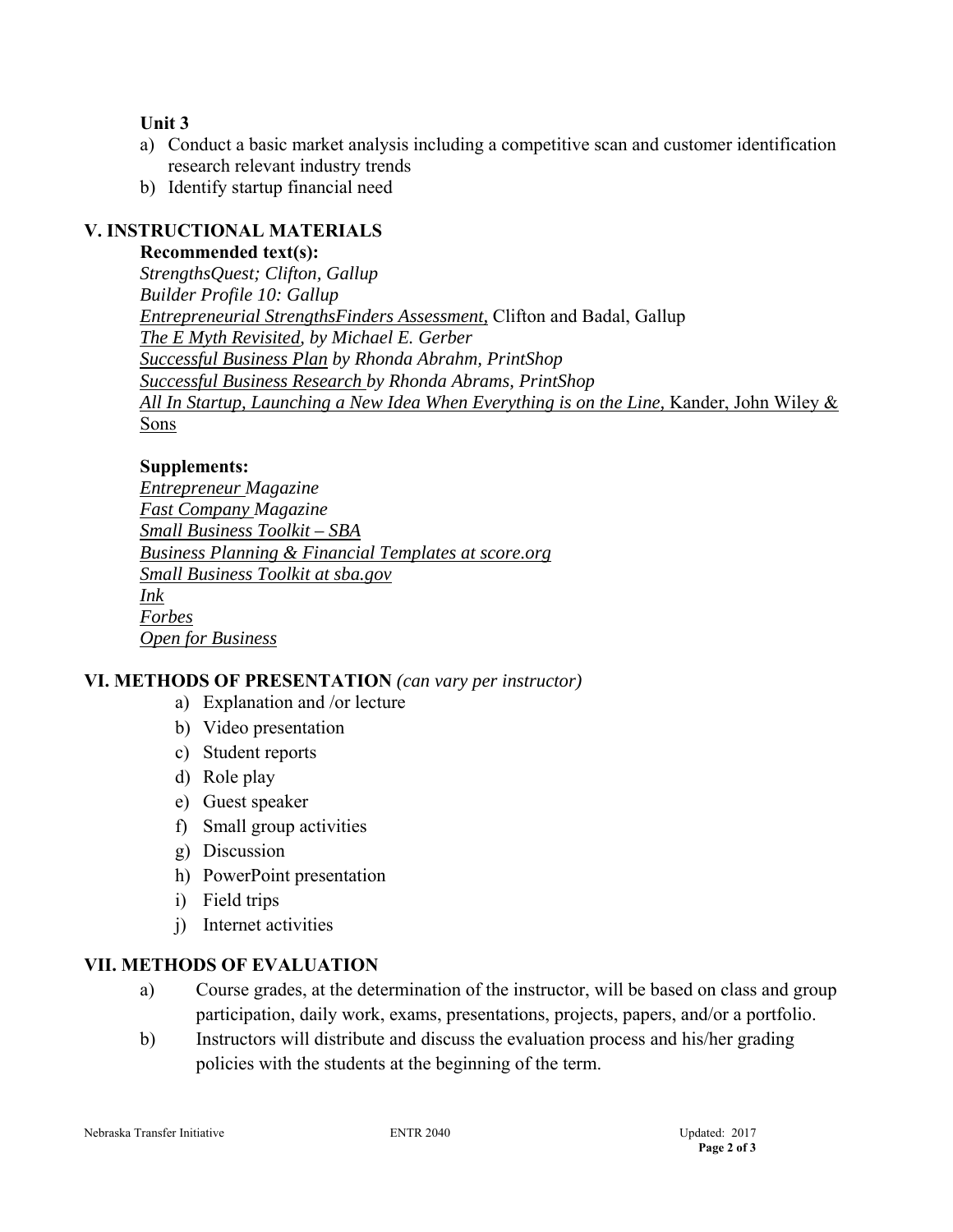**Unit 3**

a) Conduct a basic market analysis including a competitive scan and customer identification research relevant industry trends
b) Identify startup financial need

## V. INSTRUCTIONAL MATERIALS

**Recommended text(s):**

*StrengthsQuest; Clifton, Gallup*
*Builder Profile 10: Gallup*
*Entrepreneurial StrengthsFinders Assessment,* Clifton and Badal, Gallup
*The E Myth Revisited, by Michael E. Gerber*
*Successful Business Plan by Rhonda Abrahm, PrintShop*
*Successful Business Research by Rhonda Abrams, PrintShop*
*All In Startup, Launching a New Idea When Everything is on the Line,* Kander, John Wiley & Sons

**Supplements:**

*Entrepreneur Magazine*
*Fast Company Magazine*
*Small Business Toolkit – SBA*
*Business Planning & Financial Templates at score.org*
*Small Business Toolkit at sba.gov*
*Ink*
*Forbes*
*Open for Business*

## VI. METHODS OF PRESENTATION *(can vary per instructor)*

a) Explanation and /or lecture
b) Video presentation
c) Student reports
d) Role play
e) Guest speaker
f) Small group activities
g) Discussion
h) PowerPoint presentation
i) Field trips
j) Internet activities

## VII. METHODS OF EVALUATION

a) Course grades, at the determination of the instructor, will be based on class and group participation, daily work, exams, presentations, projects, papers, and/or a portfolio.
b) Instructors will distribute and discuss the evaluation process and his/her grading policies with the students at the beginning of the term.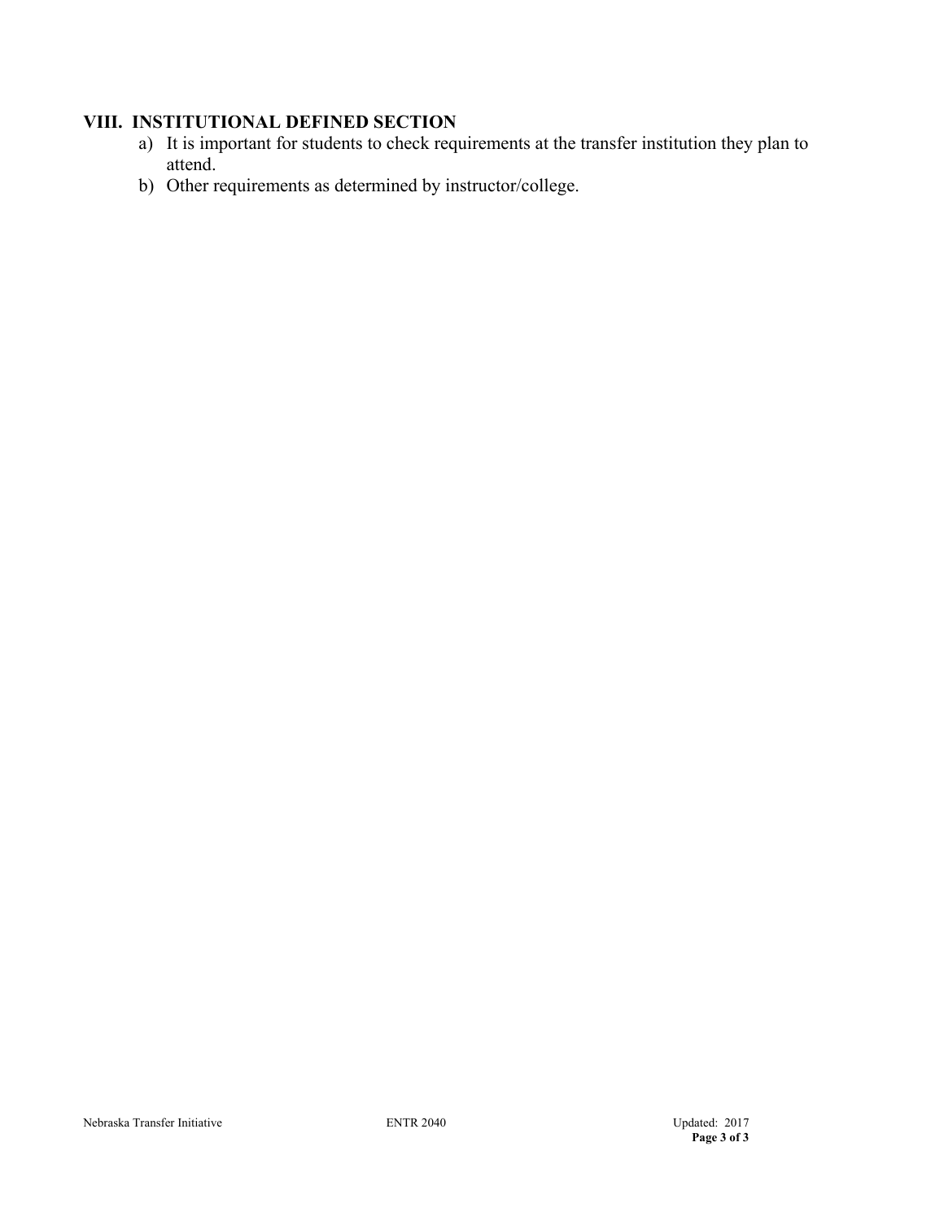## VIII. INSTITUTIONAL DEFINED SECTION

a) It is important for students to check requirements at the transfer institution they plan to attend.
b) Other requirements as determined by instructor/college.